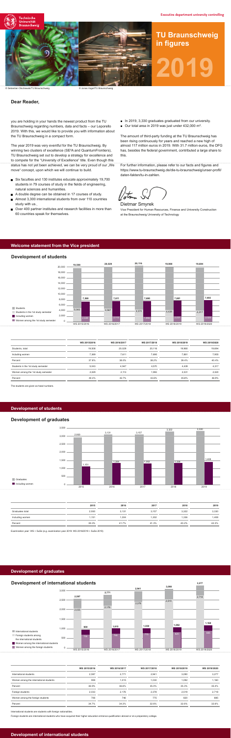Executive department university controlling

# TU Braunschweig in figures

# 2019

© Sebastian Olschewski/TU Braunschweig © Jonas Vogel/TU Braunschweig

## Dear Reader,

you are holding in your hands the newest product from the TU Braunschweig regarding numbers, data and facts – our Leporello 2019. With this, we would like to provide you with information about the TU Braunschweig in a compact form.

The year 2019 was very eventful for the TU Braunschweig. By winning two clusters of excellence (SE²A and QuantumFrontiers), TU Braunschweig set out to develop a strategy for excellence and to compete for the "University of Excellence" title. Even though this status has not yet been achieved, we can be very proud of our „We move" concept, upon which we will continue to build.

- Six faculties and 130 institutes educate approximately 19,700 students in 79 courses of study in the fields of engineering, natural sciences and humanities.
- A double degree can be obtained in 17 courses of study.
- Almost 3,300 international students from over 110 countries study with us.
- Over 400 partner institutes and research facilities in more than 60 countries speak for themselves.
- In 2019, 3,330 graduates graduated from our university.
- Our total area in 2019 was just under 432,000 m².

The amount of third-party funding at the TU Braunschweig has been rising continuously for years and reached a new high of almost 117 million euros in 2019. With 31.7 million euros, the DFG has, besides the federal government, contributed a large share to this.

For further information, please refer to our facts and figures and https://www.tu-braunschweig.de/die-tu-braunschweig/unser-profil/daten-fakten/tu-in-zahlen.

Dietmar Smyrek

Vice President for Human Resources, Finance and University Construction at the Braunschweig University of Technology

## Welcome statement from the Vice president

## Development of students

| | WS 2015/2016 | WS 2016/2017 | WS 2017/2018 | WS 2018/2019 | WS 2019/2020 |
|---|---|---|---|---|---|
| Students, total | 19,508 | 20,029 | 20,116 | 19,900 | 19,694 |
| Including women | 7,369 | 7,611 | 7,690 | 7,881 | 7,955 |
| Percent | 37.8% | 38.0% | 38.2% | 39.4% | 40.4% |
| Students in the 1st study semester | 5,043 | 4,947 | 4,570 | 4,439 | 4,317 |
| Women among the 1st study semester | 2,029 | 2,113 | 1,993 | 2,031 | 2,020 |
| Percent | 40.2% | 42.7% | 43.6% | 45.8% | 46.9% |

The students are given as head numbers.

## Development of students

## Development of graduates

| | 2015 | 2016 | 2017 | 2018 | 2019 |
|---|---|---|---|---|---|
| Graduates total | 2,930 | 3,131 | 3,157 | 3,322 | 3,330 |
| Including women | 1,151 | 1,304 | 1,302 | 1,336 | 1,408 |
| Percent | 39.3% | 41.7% | 41.3% | 40.2% | 42.3% |

Examination year: WS + SuSe (e.g. examination year 2019: WS 2018/2019 + SuSe 2019)

## Development of graduates

## Development of international students

| | WS 2015/2016 | WS 2016/2017 | WS 2017/2018 | WS 2018/2019 | WS 2019/2020 |
|---|---|---|---|---|---|
| International students | 2,597 | 2,771 | 2,941 | 3,090 | 3,277 |
| Women among the international students | 959 | 1,015 | 1,030 | 1,092 | 1,160 |
| Percent | 36.9% | 36.6% | 35.0% | 35.3% | 35.4% |
| Foreign students | 2,033 | 2,176 | 2,378 | 2,519 | 2,718 |
| Women among the foreign students | 706 | 746 | 775 | 820 | 885 |
| Percent | 34.7% | 34.3% | 32.6% | 32.6% | 32.6% |

International students are students with foreign nationalities.

Foreign students are international students who have acquired their higher education entrance qualification abroad or at a preparatory college.

## Development of international students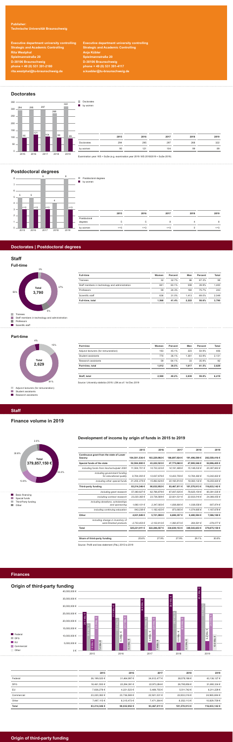**Publisher:**
**Technische Universität Braunschweig**

**Executive department university controlling**
**Strategic and Academic Controlling**
**Rita Westphal**
**Spielmannstraße 20**
**D-38106 Braunschweig**
**phone + 49 (0) 531 391-2180**
**rita.westphal@tu-braunschweig.de**

**Executive department university controlling**
**Strategic and Academic Controlling**
**Anja Kübler**
**Spielmannstraße 20**
**D-38106 Braunschweig**
**phone + 49 (0) 531 391-4117**
**a.kuebler@tu-braunschweig.de**

## Doctorates

350
300
250
200
150
100
50
0
294 295 297 288 322
95 121 104 99 89
2015 2016 2017 2018 2019

Doctorates
by women

| | 2015 | 2016 | 2017 | 2018 | 2019 |
|---|---|---|---|---|---|
| Doctorates | 294 | 295 | 297 | 288 | 322 |
| by women | 95 | 121 | 104 | 99 | 89 |

Examination year: WS + SuSe (e.g. examination year 2019: WS 2018/2019 + SuSe 2019)

## Postdoctoral degrees

9
8
7
6
5
4
3
2
1
0
5 5 8 4 8
<=3 <=3 <=3 <=3 <=3
2015 2016 2017 2018 2019

Postdoctoral degrees
by women

| | 2015 | 2016 | 2017 | 2018 | 2019 |
|---|---|---|---|---|---|
| Postdoctoral degrees | 5 | 5 | 8 | 4 | 8 |
| by women | <=3 | <=3 | <=3 | 0 | <=3 |

## Doctorates | Postdoctoral degrees

## Staff

### Full-time

3%
37%
55%
6%
Total
3,790

Trainees
Staff members in technology and administration
Professors
Scientific staff

| Full-time | Women | Percent | Men | Percent | Total |
|---|---|---|---|---|---|
| Trainees | 32 | 32.7% | 66 | 67.3% | 98 |
| Staff members in technology and administration | 841 | 60.1% | 559 | 39.9% | 1,400 |
| Professors | 59 | 24.3% | 184 | 75.7% | 243 |
| Scientific staff | 636 | 31.0% | 1,413 | 69.0% | 2,049 |
| **Full-time, total** | **1,568** | **41.4%** | **2,222** | **58.6%** | **3,790** |

### Part-time

4%
15%
81%
Total
2,629

Adjunct lecturers (for remuneration)
Student assistants
Research assistants

| Part-time | Women | Percent | Men | Percent | Total |
|---|---|---|---|---|---|
| Adjunct lecturers (for remuneration) | 183 | 45.1% | 223 | 54.9% | 406 |
| Student assistants | 770 | 36.1% | 1,361 | 63.9% | 2,131 |
| Research assistants | 59 | 64.1% | 33 | 35.9% | 92 |
| **Part-time, total** | **1,012** | **38.5%** | **1,617** | **61.5%** | **2,629** |
| | | | | | |
| **Staff, total** | **2,580** | **40.2%** | **3,839** | **59.8%** | **6,419** |

Source: University statistics 2019; LSN as of: 1st Dec 2019

## Staff

## Finance volume in 2019

2.8%
30.8%
13.6%
53.3%
Total
379,857,150 €

Basic financing
Special funds
Third-Party funding
Other

### Development of income by origin of funds in 2015 to 2019

| | 2015 | 2016 | 2017 | 2018 | 2019 |
|---|---|---|---|---|---|
| **Continuous grant from the state of Lower Saxony** | **184,581,536 €** | **183,229,992 €** | **186,097,924 €** | **191,496,509 €** | **202,559,416 €** |
| **Special funds of the state** | **52,584,890 €** | **43,222,323 €** | **47,775,060 €** | **47,995,546 €** | **52,096,405 €** |
| *including funds from Hochschulpakt 2020* | *11,564,751 €* | *14,723,323 €* | *14,191,466 €* | *15,148,030 €* | *23,267,603 €* |
| *including government funding for educational quality* | *9,764,063 €* | *12,637,578 €* | *13,422,759 €* | *13,784,388 €* | *13,242,922 €* |
| *including other special funds* | *31,255,276 €* | *15,862,524 €* | *20,160,814 €* | *19,063,128 €* | *15,585,926 €* |
| **Third-party funding** | **83,214,346 €** | **90,032,952 €** | **93,467,811 €** | **101,570,913 €** | **116,833,142 €** |
| *including grant research* | *57,060,627 €* | *62,768,878 €* | *67,697,525 €* | *76,625,104 €* | *85,291,535 €* |
| *including contract research* | *23,220,382 €* | *23,738,569 €* | *22,921,031 €* | *22,833,016 €* | *24,965,835 €* |
| *including donations, scholarships and sponsoring* | *1,690,101 €* | *2,347,583 €* | *1,935,650 €* | *1,038,928 €* | *907,874 €* |
| *including continuing education* | *943,236 €* | *1,192,422 €* | *873,905 €* | *1,074,665 €* | *1,167,879 €* |
| **Other** | **4,831,049 €** | **5,721,089 €** | **6,698,357 €** | **8,480,584 €** | **7,586,188 €** |
| *including change in inventory of semi-finished products* | *-2,763,403 €* | *-2,153,913 €* | *-1,065,673 €* | *264,581 €* | *-379,277 €* |
| **Total** | **325,211,911 €** | **322,206,357 €** | **334,039,153 €** | **349,543,653 €** | **379,075,150 €** |
| | | | | | |
| **Share of third-party funding** | **25.6%** | **27.9%** | **27.9%** | **29.1%** | **30.8%** |

Source: Profit and loss statement (PaL) 2015 to 2019

## Finances

## Origin of third-party funding

40,000,000 €
35,000,000 €
30,000,000 €
25,000,000 €
20,000,000 €
15,000,000 €
10,000,000 €
5,000,000 €
0 €
2015 2016 2017 2018 2019

Federal
DFG
EU
Commercial
Other

| | 2015 | 2016 | 2017 | 2018 | 2019 |
|---|---|---|---|---|---|
| Federal | 26,199,020 € | 31,404,997 € | 34,612,477 € | 39,078,190 € | 43,136,127 € |
| DFG | 18,461,556 € | 22,294,391 € | 22,973,284 € | 26,795,858 € | 31,690,334 € |
| EU | 7,836,278 € | 4,221,523 € | 5,489,755 € | 5,511,742 € | 6,311,228 € |
| Commercial | 23,220,382 € | 23,738,569 € | 22,921,031 € | 22,833,016 € | 24,965,684 € |
| Other | 7,497,115 € | 8,315,473 € | 7,471,264 € | 8,352,113 € | 10,829,758 € |
| **Total** | **83,214,346 €** | **90,032,952 €** | **93,467,811 €** | **101,570,913 €** | **116,833,142 €** |

## Origin of third-party funding